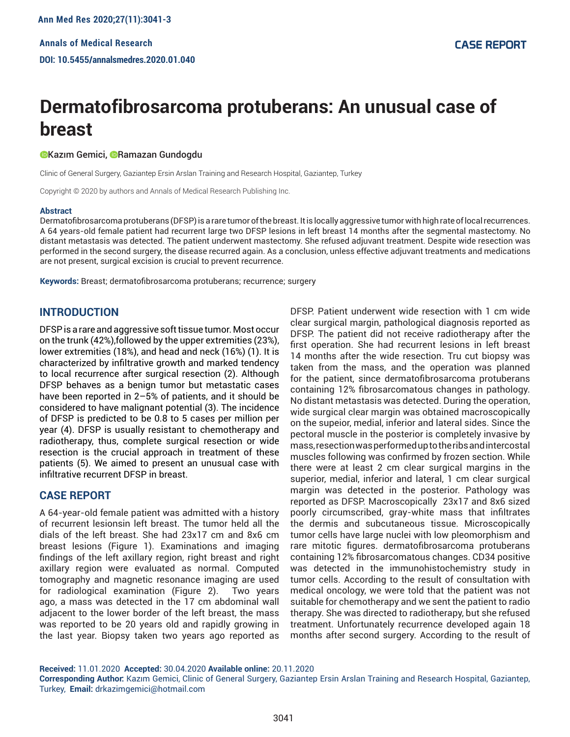Annals of Medical Research

DOI: 10.5455/annalsmedres.2020.01.040

**CASE REPORT**

# Dermatofibrosarcoma protuberans: An unusual case of breast

**Kazım Gemici, Ramazan Gundogdu**

Clinic of General Surgery, Gaziantep Ersin Arslan Training and Research Hospital, Gaziantep, Turkey

Copyright © 2020 by authors and Annals of Medical Research Publishing Inc.

**Abstract**

Dermatofibrosarcoma protuberans (DFSP) is a rare tumor of the breast. It is locally aggressive tumor with high rate of local recurrences. A 64 years-old female patient had recurrent large two DFSP lesions in left breast 14 months after the segmental mastectomy. No distant metastasis was detected. The patient underwent mastectomy. She refused adjuvant treatment. Despite wide resection was performed in the second surgery, the disease recurred again. As a conclusion, unless effective adjuvant treatments and medications are not present, surgical excision is crucial to prevent recurrence.

**Keywords:** Breast; dermatofibrosarcoma protuberans; recurrence; surgery

## INTRODUCTION

DFSP is a rare and aggressive soft tissue tumor. Most occur on the trunk (42%),followed by the upper extremities (23%), lower extremities (18%), and head and neck (16%) (1). It is characterized by infiltrative growth and marked tendency to local recurrence after surgical resection (2). Although DFSP behaves as a benign tumor but metastatic cases have been reported in 2–5% of patients, and it should be considered to have malignant potential (3). The incidence of DFSP is predicted to be 0.8 to 5 cases per million per year (4). DFSP is usually resistant to chemotherapy and radiotherapy, thus, complete surgical resection or wide resection is the crucial approach in treatment of these patients (5). We aimed to present an unusual case with infiltrative recurrent DFSP in breast.

## CASE REPORT

A 64-year-old female patient was admitted with a history of recurrent lesionsin left breast. The tumor held all the dials of the left breast. She had 23x17 cm and 8x6 cm breast lesions (Figure 1). Examinations and imaging findings of the left axillary region, right breast and right axillary region were evaluated as normal. Computed tomography and magnetic resonance imaging are used for radiological examination (Figure 2). Two years ago, a mass was detected in the 17 cm abdominal wall adjacent to the lower border of the left breast, the mass was reported to be 20 years old and rapidly growing in the last year. Biopsy taken two years ago reported as DFSP. Patient underwent wide resection with 1 cm wide clear surgical margin, pathological diagnosis reported as DFSP. The patient did not receive radiotherapy after the first operation. She had recurrent lesions in left breast 14 months after the wide resection. Tru cut biopsy was taken from the mass, and the operation was planned for the patient, since dermatofibrosarcoma protuberans containing 12% fibrosarcomatous changes in pathology. No distant metastasis was detected. During the operation, wide surgical clear margin was obtained macroscopically on the supeior, medial, inferior and lateral sides. Since the pectoral muscle in the posterior is completely invasive by mass,resectionwasperformeduptotheribsandintercostal muscles following was confirmed by frozen section. While there were at least 2 cm clear surgical margins in the superior, medial, inferior and lateral, 1 cm clear surgical margin was detected in the posterior. Pathology was reported as DFSP. Macroscopically 23x17 and 8x6 sized poorly circumscribed, gray-white mass that infiltrates the dermis and subcutaneous tissue. Microscopically tumor cells have large nuclei with low pleomorphism and rare mitotic figures. dermatofibrosarcoma protuberans containing 12% fibrosarcomatous changes. CD34 positive was detected in the immunohistochemistry study in tumor cells. According to the result of consultation with medical oncology, we were told that the patient was not suitable for chemotherapy and we sent the patient to radio therapy. She was directed to radiotherapy, but she refused treatment. Unfortunately recurrence developed again 18 months after second surgery. According to the result of

**Received:** 11.01.2020 **Accepted:** 30.04.2020 **Available online:** 20.11.2020

**Corresponding Author:** Kazım Gemici, Clinic of General Surgery, Gaziantep Ersin Arslan Training and Research Hospital, Gaziantep, Turkey, **Email:** drkazimgemici@hotmail.com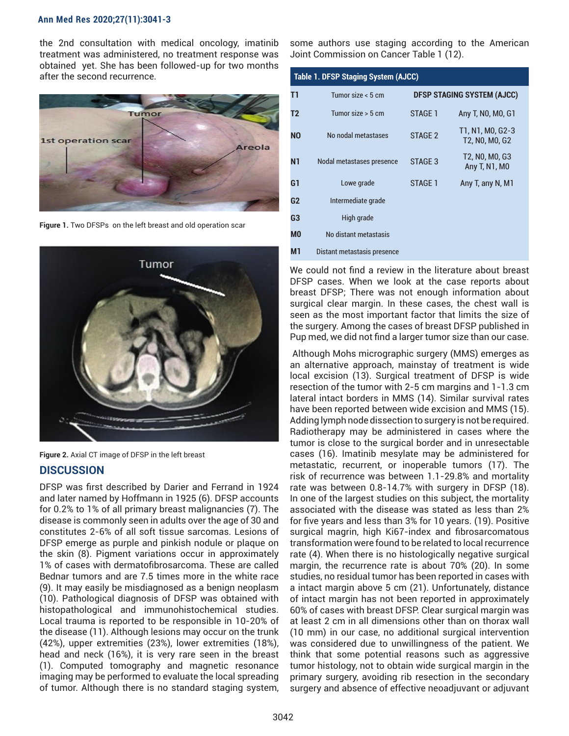the 2nd consultation with medical oncology, imatinib treatment was administered, no treatment response was obtained yet. She has been followed-up for two months after the second recurrence.

**Figure 1.** Two DFSPs on the left breast and old operation scar

**Figure 2.** Axial CT image of DFSP in the left breast

## DISCUSSION

DFSP was first described by Darier and Ferrand in 1924 and later named by Hoffmann in 1925 (6). DFSP accounts for 0.2% to 1% of all primary breast malignancies (7). The disease is commonly seen in adults over the age of 30 and constitutes 2-6% of all soft tissue sarcomas. Lesions of DFSP emerge as purple and pinkish nodule or plaque on the skin (8). Pigment variations occur in approximately 1% of cases with dermatofibrosarcoma. These are called Bednar tumors and are 7.5 times more in the white race (9). It may easily be misdiagnosed as a benign neoplasm (10). Pathological diagnosis of DFSP was obtained with histopathological and immunohistochemical studies. Local trauma is reported to be responsible in 10-20% of the disease (11). Although lesions may occur on the trunk (42%), upper extremities (23%), lower extremities (18%), head and neck (16%), it is very rare seen in the breast (1). Computed tomography and magnetic resonance imaging may be performed to evaluate the local spreading of tumor. Although there is no standard staging system, some authors use staging according to the American Joint Commission on Cancer Table 1 (12).

**Table 1. DFSP Staging System (AJCC)**

| | | DFSP STAGING SYSTEM (AJCC) | |
|---|---|---|---|
| T1 | Tumor size < 5 cm | | |
| T2 | Tumor size > 5 cm | STAGE 1 | Any T, N0, M0, G1 |
| N0 | No nodal metastases | STAGE 2 | T1, N1, M0, G2-3<br>T2, N0, M0, G2 |
| N1 | Nodal metastases presence | STAGE 3 | T2, N0, M0, G3<br>Any T, N1, M0 |
| G1 | Lowe grade | STAGE 1 | Any T, any N, M1 |
| G2 | Intermediate grade | | |
| G3 | High grade | | |
| M0 | No distant metastasis | | |
| M1 | Distant metastasis presence | | |

We could not find a review in the literature about breast DFSP cases. When we look at the case reports about breast DFSP; There was not enough information about surgical clear margin. In these cases, the chest wall is seen as the most important factor that limits the size of the surgery. Among the cases of breast DFSP published in Pup med, we did not find a larger tumor size than our case.

Although Mohs micrographic surgery (MMS) emerges as an alternative approach, mainstay of treatment is wide local excision (13). Surgical treatment of DFSP is wide resection of the tumor with 2-5 cm margins and 1-1.3 cm lateral intact borders in MMS (14). Similar survival rates have been reported between wide excision and MMS (15). Adding lymph node dissection to surgery is not be required. Radiotherapy may be administered in cases where the tumor is close to the surgical border and in unresectable cases (16). Imatinib mesylate may be administered for metastatic, recurrent, or inoperable tumors (17). The risk of recurrence was between 1.1-29.8% and mortality rate was between 0.8-14.7% with surgery in DFSP (18). In one of the largest studies on this subject, the mortality associated with the disease was stated as less than 2% for five years and less than 3% for 10 years. (19). Positive surgical magrin, high Ki67-index and fibrosarcomatous transformation were found to be related to local recurrence rate (4). When there is no histologically negative surgical margin, the recurrence rate is about 70% (20). In some studies, no residual tumor has been reported in cases with a intact margin above 5 cm (21). Unfortunately, distance of intact margin has not been reported in approximately 60% of cases with breast DFSP. Clear surgical margin was at least 2 cm in all dimensions other than on thorax wall (10 mm) in our case, no additional surgical intervention was considered due to unwillingness of the patient. We think that some potential reasons such as aggressive tumor histology, not to obtain wide surgical margin in the primary surgery, avoiding rib resection in the secondary surgery and absence of effective neoadjuvant or adjuvant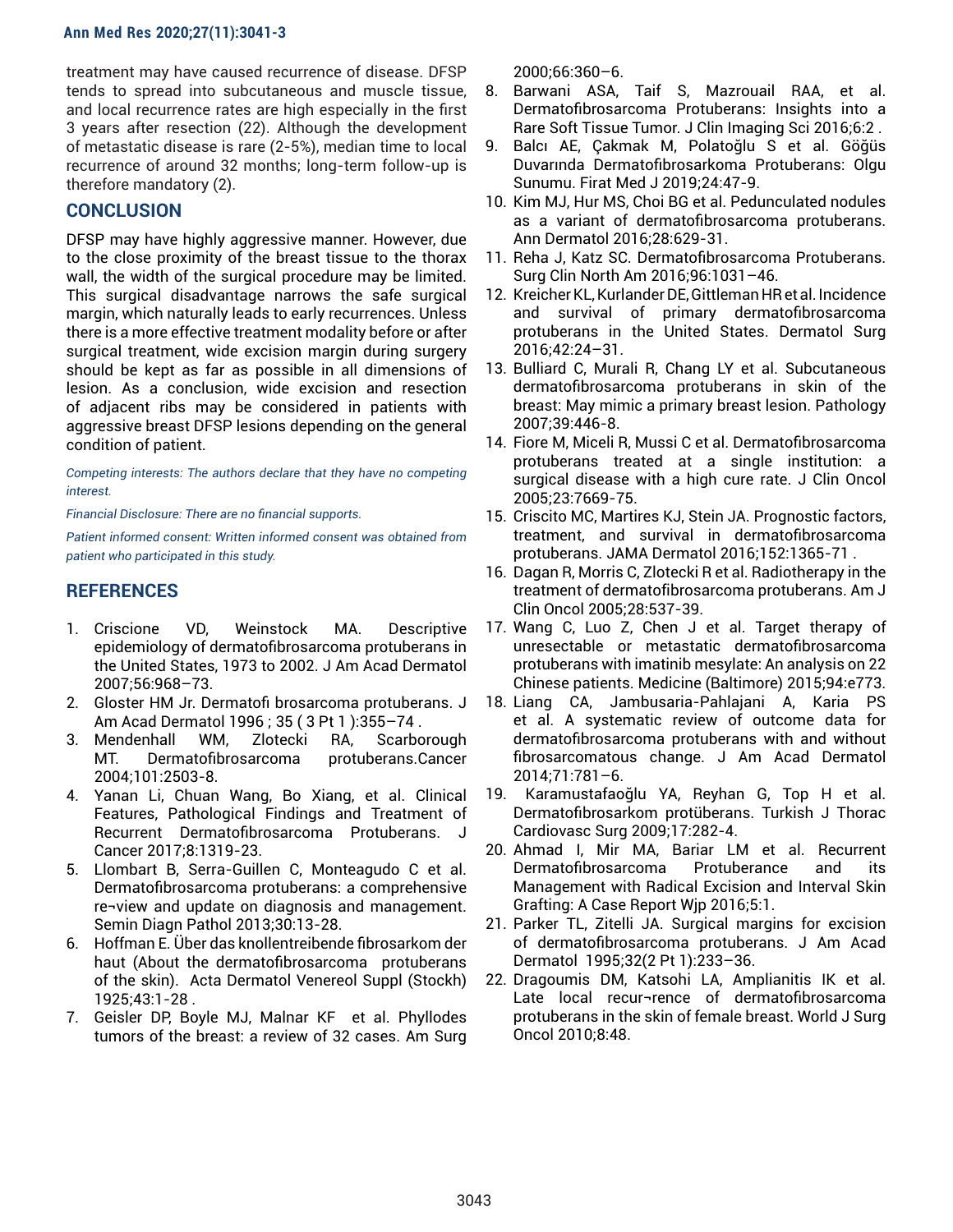treatment may have caused recurrence of disease. DFSP tends to spread into subcutaneous and muscle tissue, and local recurrence rates are high especially in the first 3 years after resection (22). Although the development of metastatic disease is rare (2-5%), median time to local recurrence of around 32 months; long-term follow-up is therefore mandatory (2).

## CONCLUSION

DFSP may have highly aggressive manner. However, due to the close proximity of the breast tissue to the thorax wall, the width of the surgical procedure may be limited. This surgical disadvantage narrows the safe surgical margin, which naturally leads to early recurrences. Unless there is a more effective treatment modality before or after surgical treatment, wide excision margin during surgery should be kept as far as possible in all dimensions of lesion. As a conclusion, wide excision and resection of adjacent ribs may be considered in patients with aggressive breast DFSP lesions depending on the general condition of patient.

*Competing interests: The authors declare that they have no competing interest.*

*Financial Disclosure: There are no financial supports.*

*Patient informed consent: Written informed consent was obtained from patient who participated in this study.*

## REFERENCES

1. Criscione VD, Weinstock MA. Descriptive epidemiology of dermatofibrosarcoma protuberans in the United States, 1973 to 2002. J Am Acad Dermatol 2007;56:968–73.
2. Gloster HM Jr. Dermatofi brosarcoma protuberans. J Am Acad Dermatol 1996 ; 35 ( 3 Pt 1 ):355–74 .
3. Mendenhall WM, Zlotecki RA, Scarborough MT. Dermatofibrosarcoma protuberans.Cancer 2004;101:2503-8.
4. Yanan Li, Chuan Wang, Bo Xiang, et al. Clinical Features, Pathological Findings and Treatment of Recurrent Dermatofibrosarcoma Protuberans. J Cancer 2017;8:1319-23.
5. Llombart B, Serra-Guillen C, Monteagudo C et al. Dermatofibrosarcoma protuberans: a comprehensive re¬view and update on diagnosis and management. Semin Diagn Pathol 2013;30:13-28.
6. Hoffman E. Über das knollentreibende fibrosarkom der haut (About the dermatofibrosarcoma protuberans of the skin). Acta Dermatol Venereol Suppl (Stockh) 1925;43:1-28 .
7. Geisler DP, Boyle MJ, Malnar KF et al. Phyllodes tumors of the breast: a review of 32 cases. Am Surg 2000;66:360–6.
8. Barwani ASA, Taif S, Mazrouail RAA, et al. Dermatofibrosarcoma Protuberans: Insights into a Rare Soft Tissue Tumor. J Clin Imaging Sci 2016;6:2 .
9. Balcı AE, Çakmak M, Polatoğlu S et al. Göğüs Duvarında Dermatofibrosarkoma Protuberans: Olgu Sunumu. Firat Med J 2019;24:47-9.
10. Kim MJ, Hur MS, Choi BG et al. Pedunculated nodules as a variant of dermatofibrosarcoma protuberans. Ann Dermatol 2016;28:629-31.
11. Reha J, Katz SC. Dermatofibrosarcoma Protuberans. Surg Clin North Am 2016;96:1031–46.
12. Kreicher KL, Kurlander DE, Gittleman HR et al. Incidence and survival of primary dermatofibrosarcoma protuberans in the United States. Dermatol Surg 2016;42:24–31.
13. Bulliard C, Murali R, Chang LY et al. Subcutaneous dermatofibrosarcoma protuberans in skin of the breast: May mimic a primary breast lesion. Pathology 2007;39:446-8.
14. Fiore M, Miceli R, Mussi C et al. Dermatofibrosarcoma protuberans treated at a single institution: a surgical disease with a high cure rate. J Clin Oncol 2005;23:7669-75.
15. Criscito MC, Martires KJ, Stein JA. Prognostic factors, treatment, and survival in dermatofibrosarcoma protuberans. JAMA Dermatol 2016;152:1365-71 .
16. Dagan R, Morris C, Zlotecki R et al. Radiotherapy in the treatment of dermatofibrosarcoma protuberans. Am J Clin Oncol 2005;28:537-39.
17. Wang C, Luo Z, Chen J et al. Target therapy of unresectable or metastatic dermatofibrosarcoma protuberans with imatinib mesylate: An analysis on 22 Chinese patients. Medicine (Baltimore) 2015;94:e773.
18. Liang CA, Jambusaria-Pahlajani A, Karia PS et al. A systematic review of outcome data for dermatofibrosarcoma protuberans with and without fibrosarcomatous change. J Am Acad Dermatol 2014;71:781–6.
19. Karamustafaoğlu YA, Reyhan G, Top H et al. Dermatofibrosarkom protüberans. Turkish J Thorac Cardiovasc Surg 2009;17:282-4.
20. Ahmad I, Mir MA, Bariar LM et al. Recurrent Dermatofibrosarcoma Protuberance and its Management with Radical Excision and Interval Skin Grafting: A Case Report Wjp 2016;5:1.
21. Parker TL, Zitelli JA. Surgical margins for excision of dermatofibrosarcoma protuberans. J Am Acad Dermatol 1995;32(2 Pt 1):233–36.
22. Dragoumis DM, Katsohi LA, Amplianitis IK et al. Late local recur¬rence of dermatofibrosarcoma protuberans in the skin of female breast. World J Surg Oncol 2010;8:48.